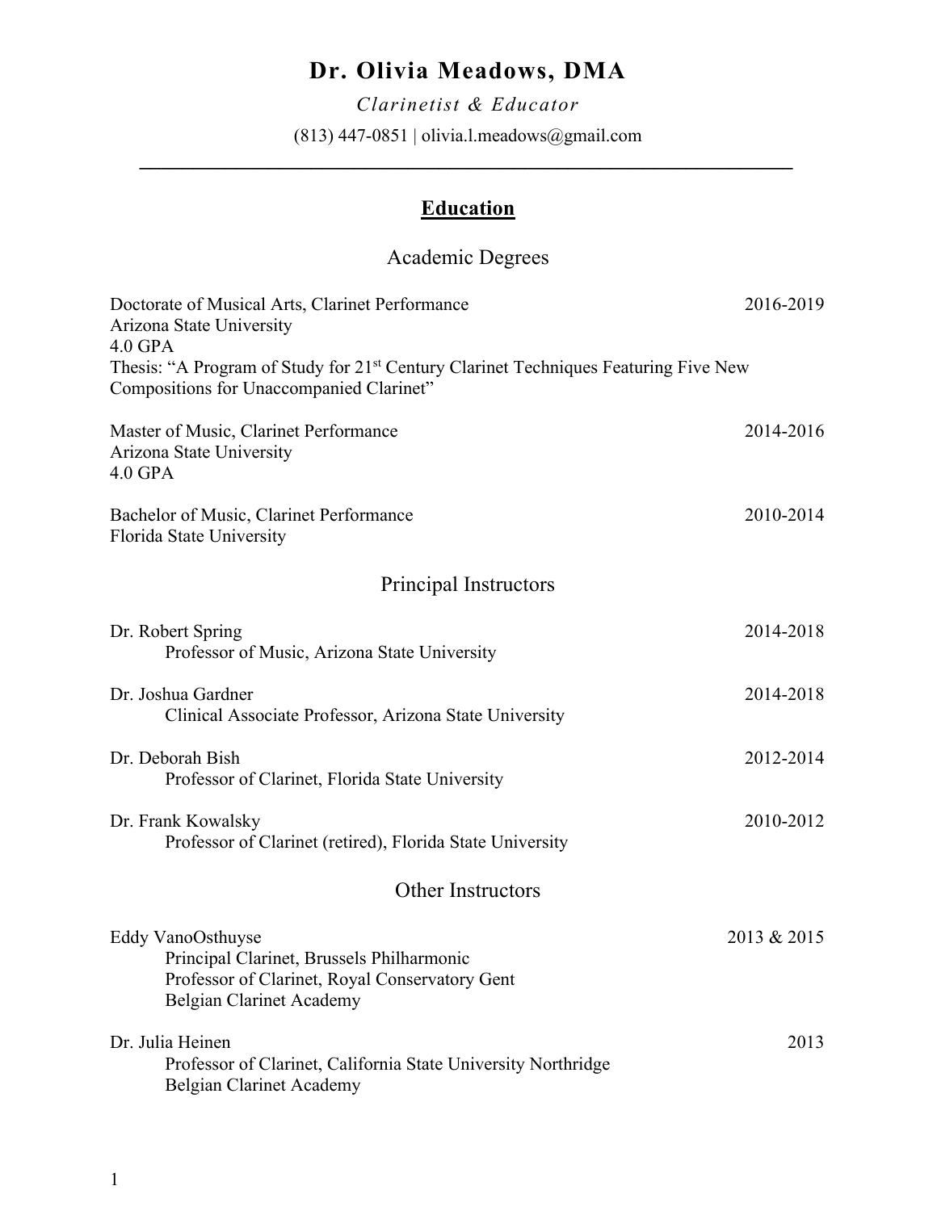# Dr. Olivia Meadows, DMA

*Clarinetist & Educator*

(813) 447-0851 | olivia.l.meadows@gmail.com

---

## Education

### Academic Degrees

Doctorate of Musical Arts, Clarinet Performance — 2016-2019
Arizona State University
4.0 GPA
Thesis: "A Program of Study for 21st Century Clarinet Techniques Featuring Five New Compositions for Unaccompanied Clarinet"

Master of Music, Clarinet Performance — 2014-2016
Arizona State University
4.0 GPA

Bachelor of Music, Clarinet Performance — 2010-2014
Florida State University

### Principal Instructors

Dr. Robert Spring — 2014-2018
Professor of Music, Arizona State University

Dr. Joshua Gardner — 2014-2018
Clinical Associate Professor, Arizona State University

Dr. Deborah Bish — 2012-2014
Professor of Clarinet, Florida State University

Dr. Frank Kowalsky — 2010-2012
Professor of Clarinet (retired), Florida State University

### Other Instructors

Eddy VanoOsthuyse — 2013 & 2015
Principal Clarinet, Brussels Philharmonic
Professor of Clarinet, Royal Conservatory Gent
Belgian Clarinet Academy

Dr. Julia Heinen — 2013
Professor of Clarinet, California State University Northridge
Belgian Clarinet Academy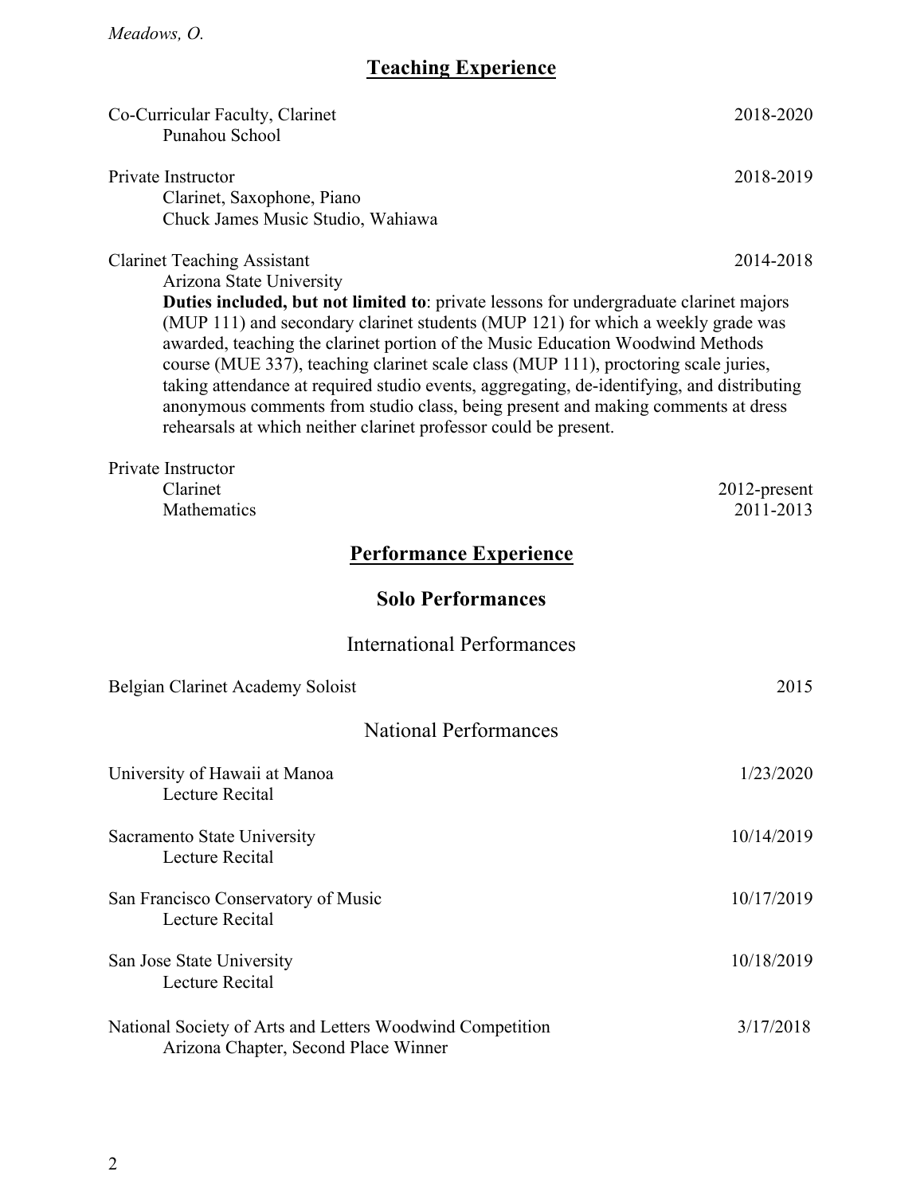## Teaching Experience

Co-Curricular Faculty, Clarinet — 2018-2020
Punahou School

Private Instructor — 2018-2019
Clarinet, Saxophone, Piano
Chuck James Music Studio, Wahiawa

Clarinet Teaching Assistant — 2014-2018
Arizona State University
**Duties included, but not limited to**: private lessons for undergraduate clarinet majors (MUP 111) and secondary clarinet students (MUP 121) for which a weekly grade was awarded, teaching the clarinet portion of the Music Education Woodwind Methods course (MUE 337), teaching clarinet scale class (MUP 111), proctoring scale juries, taking attendance at required studio events, aggregating, de-identifying, and distributing anonymous comments from studio class, being present and making comments at dress rehearsals at which neither clarinet professor could be present.

Private Instructor
Clarinet — 2012-present
Mathematics — 2011-2013

## Performance Experience

### Solo Performances

#### International Performances

Belgian Clarinet Academy Soloist — 2015

#### National Performances

University of Hawaii at Manoa — 1/23/2020
Lecture Recital

Sacramento State University — 10/14/2019
Lecture Recital

San Francisco Conservatory of Music — 10/17/2019
Lecture Recital

San Jose State University — 10/18/2019
Lecture Recital

National Society of Arts and Letters Woodwind Competition — 3/17/2018
Arizona Chapter, Second Place Winner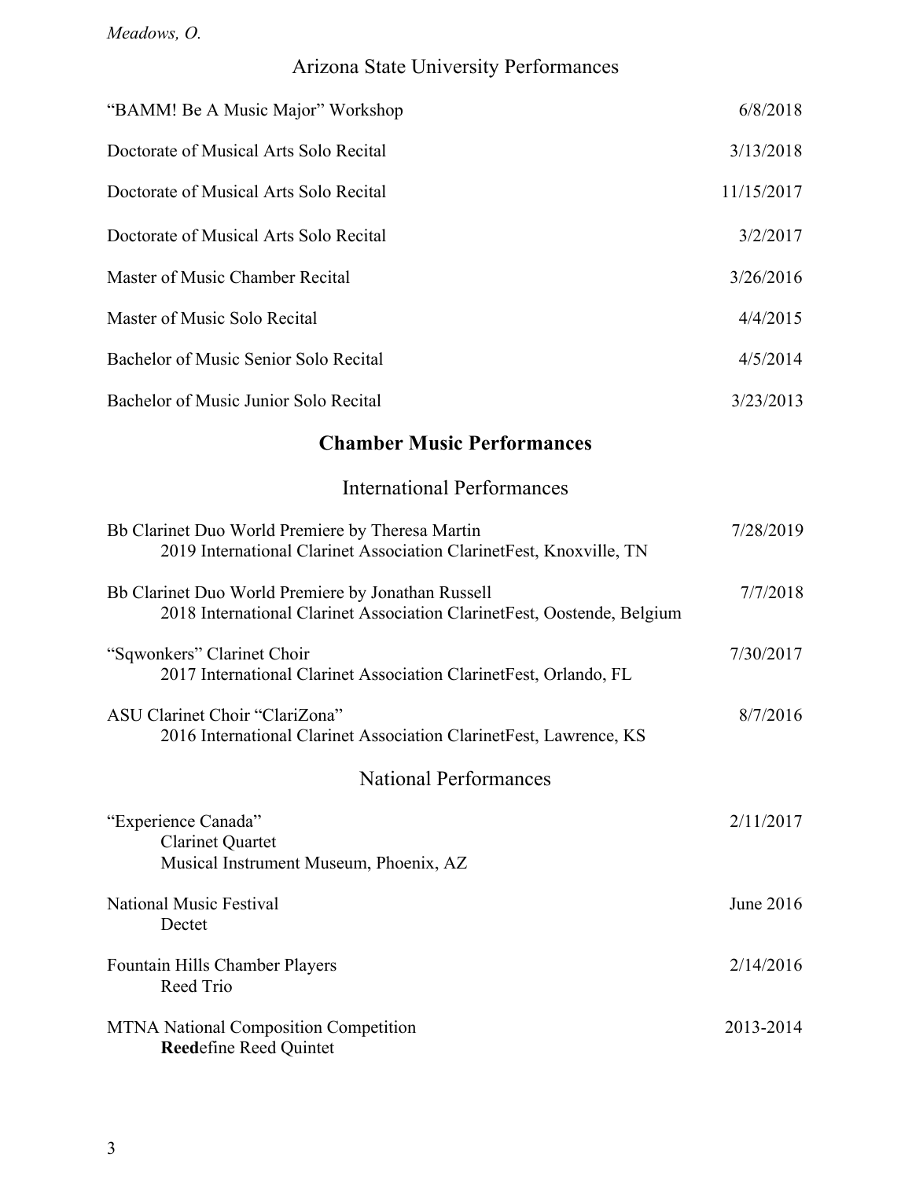### Arizona State University Performances

| | |
|---|---|
| "BAMM! Be A Music Major" Workshop | 6/8/2018 |
| Doctorate of Musical Arts Solo Recital | 3/13/2018 |
| Doctorate of Musical Arts Solo Recital | 11/15/2017 |
| Doctorate of Musical Arts Solo Recital | 3/2/2017 |
| Master of Music Chamber Recital | 3/26/2016 |
| Master of Music Solo Recital | 4/4/2015 |
| Bachelor of Music Senior Solo Recital | 4/5/2014 |
| Bachelor of Music Junior Solo Recital | 3/23/2013 |

## Chamber Music Performances

### International Performances

Bb Clarinet Duo World Premiere by Theresa Martin — 7/28/2019
  2019 International Clarinet Association ClarinetFest, Knoxville, TN

Bb Clarinet Duo World Premiere by Jonathan Russell — 7/7/2018
  2018 International Clarinet Association ClarinetFest, Oostende, Belgium

"Sqwonkers" Clarinet Choir — 7/30/2017
  2017 International Clarinet Association ClarinetFest, Orlando, FL

ASU Clarinet Choir "ClariZona" — 8/7/2016
  2016 International Clarinet Association ClarinetFest, Lawrence, KS

### National Performances

"Experience Canada" — 2/11/2017
  Clarinet Quartet
  Musical Instrument Museum, Phoenix, AZ

National Music Festival — June 2016
  Dectet

Fountain Hills Chamber Players — 2/14/2016
  Reed Trio

MTNA National Composition Competition — 2013-2014
  **Reed**efine Reed Quintet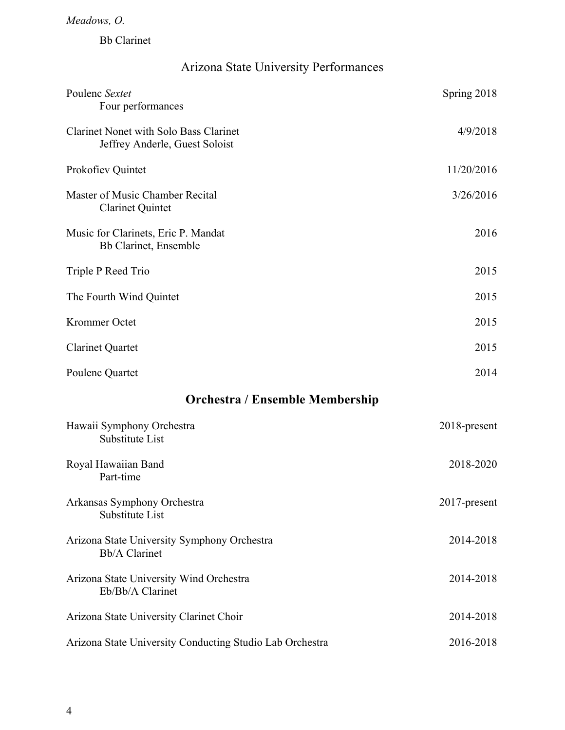Bb Clarinet

## Arizona State University Performances

Poulenc *Sextet* — Spring 2018
Four performances

Clarinet Nonet with Solo Bass Clarinet — 4/9/2018
Jeffrey Anderle, Guest Soloist

Prokofiev Quintet — 11/20/2016

Master of Music Chamber Recital — 3/26/2016
Clarinet Quintet

Music for Clarinets, Eric P. Mandat — 2016
Bb Clarinet, Ensemble

Triple P Reed Trio — 2015

The Fourth Wind Quintet — 2015

Krommer Octet — 2015

Clarinet Quartet — 2015

Poulenc Quartet — 2014

## **Orchestra / Ensemble Membership**

Hawaii Symphony Orchestra — 2018-present
Substitute List

Royal Hawaiian Band — 2018-2020
Part-time

Arkansas Symphony Orchestra — 2017-present
Substitute List

Arizona State University Symphony Orchestra — 2014-2018
Bb/A Clarinet

Arizona State University Wind Orchestra — 2014-2018
Eb/Bb/A Clarinet

Arizona State University Clarinet Choir — 2014-2018

Arizona State University Conducting Studio Lab Orchestra — 2016-2018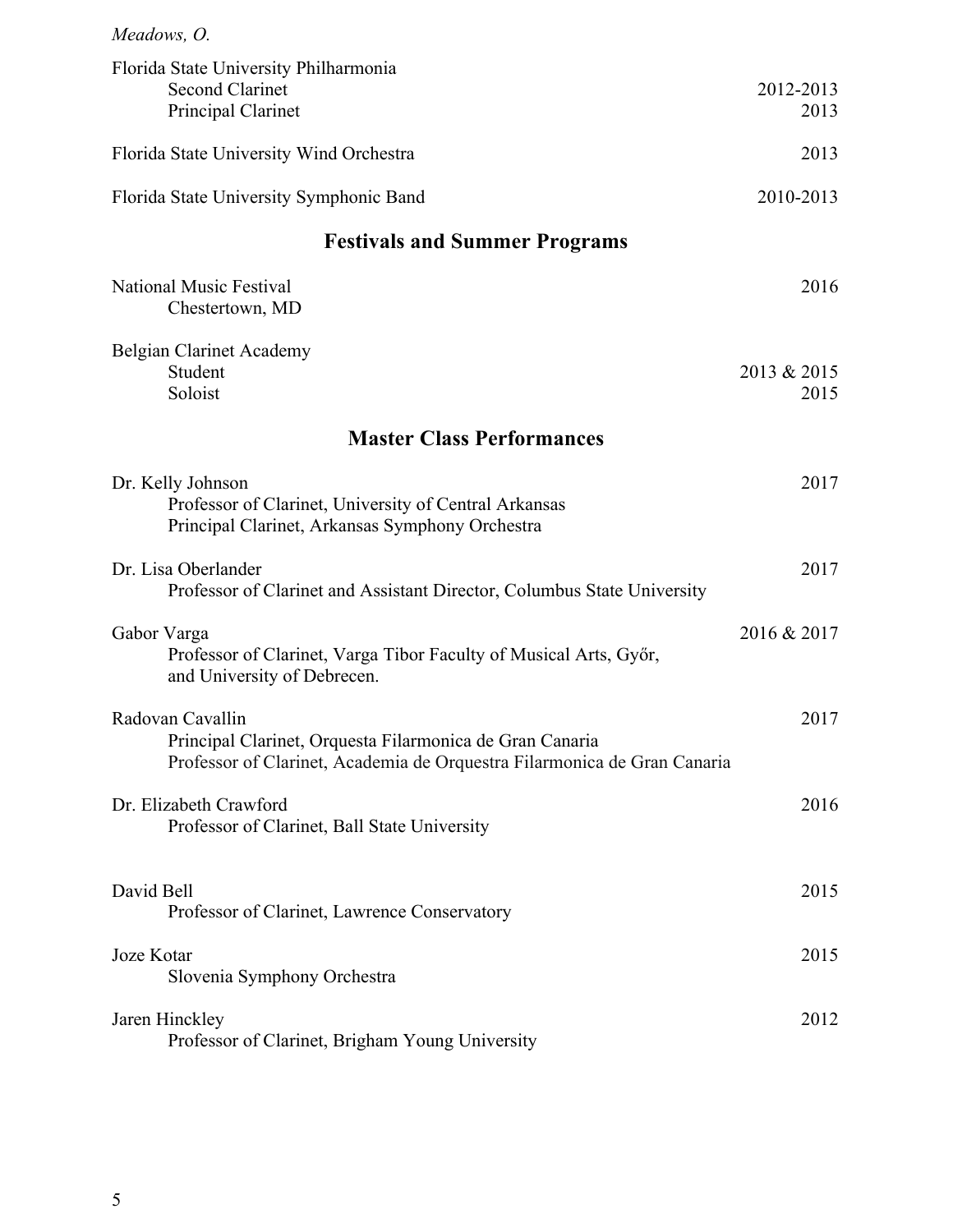Florida State University Philharmonia
- Second Clarinet — 2012-2013
- Principal Clarinet — 2013

Florida State University Wind Orchestra — 2013

Florida State University Symphonic Band — 2010-2013

## Festivals and Summer Programs

National Music Festival — 2016
Chestertown, MD

Belgian Clarinet Academy
- Student — 2013 & 2015
- Soloist — 2015

## Master Class Performances

Dr. Kelly Johnson — 2017
Professor of Clarinet, University of Central Arkansas
Principal Clarinet, Arkansas Symphony Orchestra

Dr. Lisa Oberlander — 2017
Professor of Clarinet and Assistant Director, Columbus State University

Gabor Varga — 2016 & 2017
Professor of Clarinet, Varga Tibor Faculty of Musical Arts, Győr, and University of Debrecen.

Radovan Cavallin — 2017
Principal Clarinet, Orquesta Filarmonica de Gran Canaria
Professor of Clarinet, Academia de Orquestra Filarmonica de Gran Canaria

Dr. Elizabeth Crawford — 2016
Professor of Clarinet, Ball State University

David Bell — 2015
Professor of Clarinet, Lawrence Conservatory

Joze Kotar — 2015
Slovenia Symphony Orchestra

Jaren Hinckley — 2012
Professor of Clarinet, Brigham Young University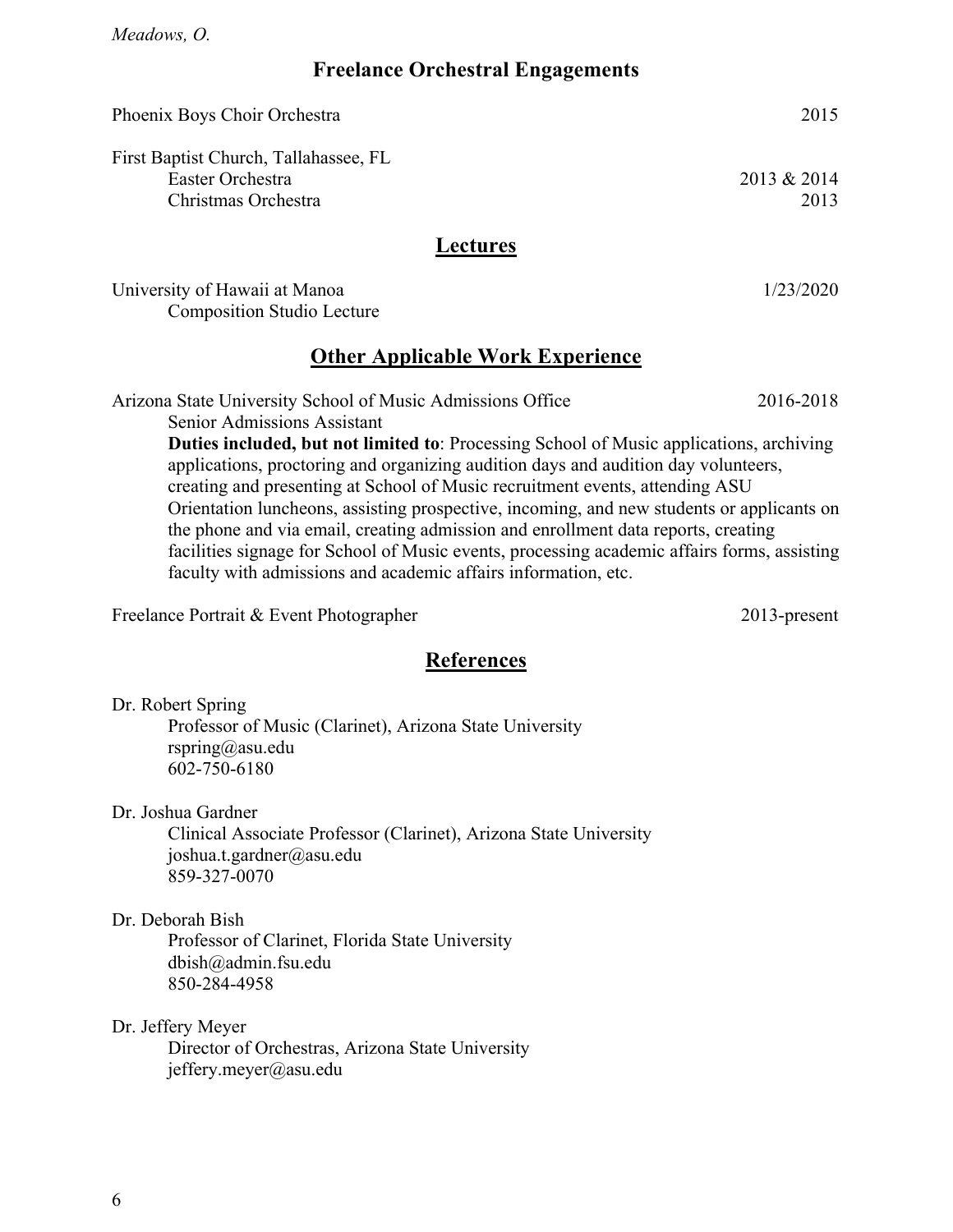## Freelance Orchestral Engagements

Phoenix Boys Choir Orchestra — 2015

First Baptist Church, Tallahassee, FL
- Easter Orchestra — 2013 & 2014
- Christmas Orchestra — 2013

## Lectures

University of Hawaii at Manoa — 1/23/2020
- Composition Studio Lecture

## Other Applicable Work Experience

Arizona State University School of Music Admissions Office — 2016-2018

Senior Admissions Assistant

**Duties included, but not limited to**: Processing School of Music applications, archiving applications, proctoring and organizing audition days and audition day volunteers, creating and presenting at School of Music recruitment events, attending ASU Orientation luncheons, assisting prospective, incoming, and new students or applicants on the phone and via email, creating admission and enrollment data reports, creating facilities signage for School of Music events, processing academic affairs forms, assisting faculty with admissions and academic affairs information, etc.

Freelance Portrait & Event Photographer — 2013-present

## References

Dr. Robert Spring
Professor of Music (Clarinet), Arizona State University
rspring@asu.edu
602-750-6180

Dr. Joshua Gardner
Clinical Associate Professor (Clarinet), Arizona State University
joshua.t.gardner@asu.edu
859-327-0070

Dr. Deborah Bish
Professor of Clarinet, Florida State University
dbish@admin.fsu.edu
850-284-4958

Dr. Jeffery Meyer
Director of Orchestras, Arizona State University
jeffery.meyer@asu.edu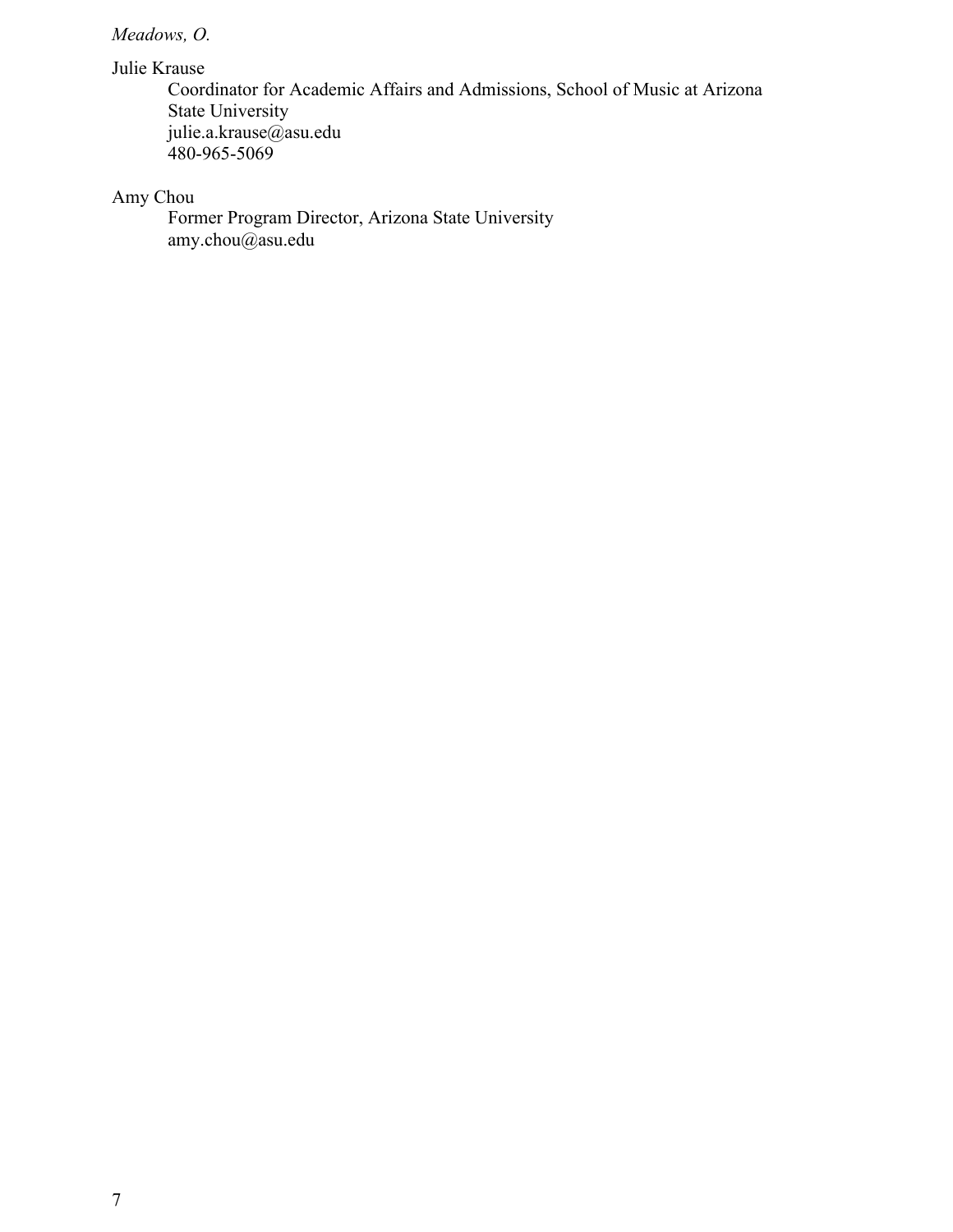Julie Krause

Coordinator for Academic Affairs and Admissions, School of Music at Arizona State University
julie.a.krause@asu.edu
480-965-5069

Amy Chou

Former Program Director, Arizona State University
amy.chou@asu.edu